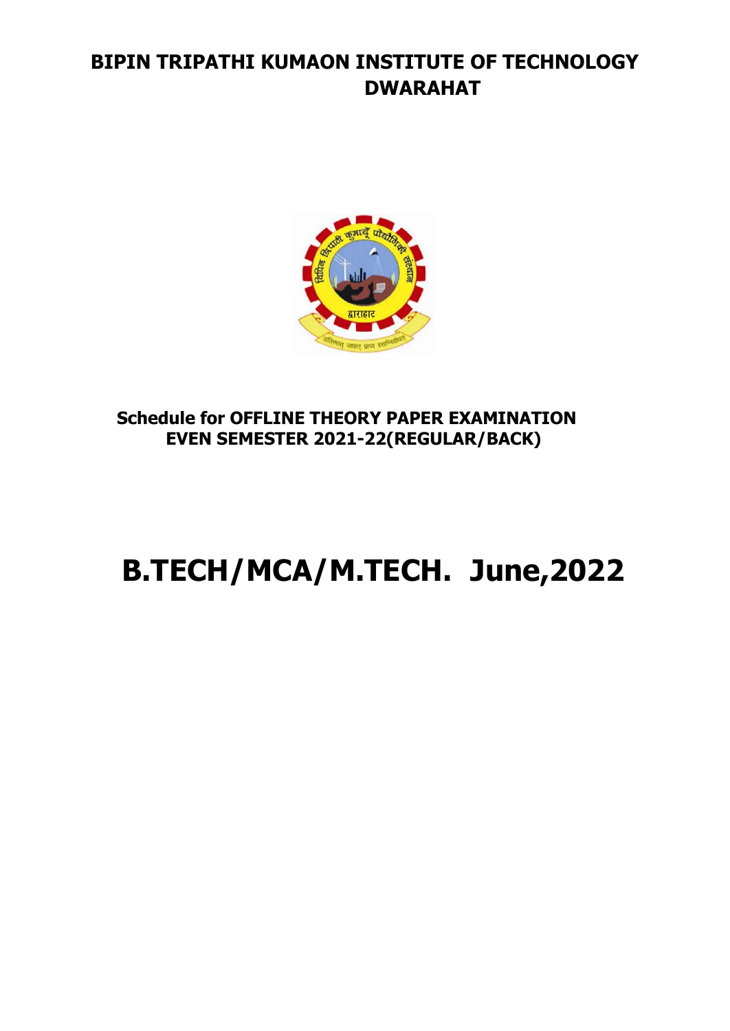# BIPIN TRIPATHI KUMAON INSTITUTE OF TECHNOLOGY DWARAHAT

## Schedule for OFFLINE THEORY PAPER EXAMINATION EVEN SEMESTER 2021-22(REGULAR/BACK)

# B.TECH/MCA/M.TECH. June,2022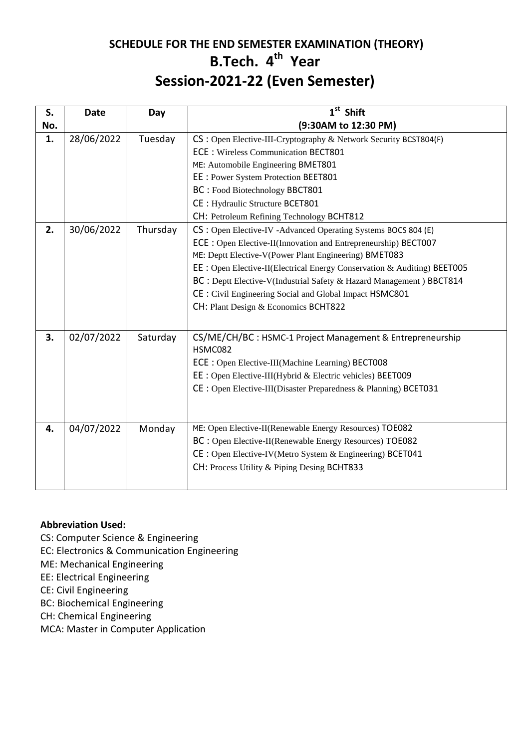# SCHEDULE FOR THE END SEMESTER EXAMINATION (THEORY)

## B.Tech. 4th Year

## Session-2021-22 (Even Semester)

| S. No. | Date | Day | 1st Shift (9:30AM to 12:30 PM) |
|---|---|---|---|
| 1. | 28/06/2022 | Tuesday | CS : Open Elective-III-Cryptography & Network Security BCST804(F)<br>ECE : Wireless Communication BECT801<br>ME: Automobile Engineering BMET801<br>EE : Power System Protection BEET801<br>BC : Food Biotechnology BBCT801<br>CE : Hydraulic Structure BCET801<br>CH: Petroleum Refining Technology BCHT812 |
| 2. | 30/06/2022 | Thursday | CS : Open Elective-IV -Advanced Operating Systems BOCS 804 (E)<br>ECE : Open Elective-II(Innovation and Entrepreneurship) BECT007<br>ME: Deptt Elective-V(Power Plant Engineering) BMET083<br>EE : Open Elective-II(Electrical Energy Conservation & Auditing) BEET005<br>BC : Deptt Elective-V(Industrial Safety & Hazard Management ) BBCT814<br>CE : Civil Engineering Social and Global Impact HSMC801<br>CH: Plant Design & Economics BCHT822 |
| 3. | 02/07/2022 | Saturday | CS/ME/CH/BC : HSMC-1 Project Management & Entrepreneurship HSMC082<br>ECE : Open Elective-III(Machine Learning) BECT008<br>EE : Open Elective-III(Hybrid & Electric vehicles) BEET009<br>CE : Open Elective-III(Disaster Preparedness & Planning) BCET031 |
| 4. | 04/07/2022 | Monday | ME: Open Elective-II(Renewable Energy Resources) TOE082<br>BC : Open Elective-II(Renewable Energy Resources) TOE082<br>CE : Open Elective-IV(Metro System & Engineering) BCET041<br>CH: Process Utility & Piping Desing BCHT833 |

**Abbreviation Used:**

CS: Computer Science & Engineering
EC: Electronics & Communication Engineering
ME: Mechanical Engineering
EE: Electrical Engineering
CE: Civil Engineering
BC: Biochemical Engineering
CH: Chemical Engineering
MCA: Master in Computer Application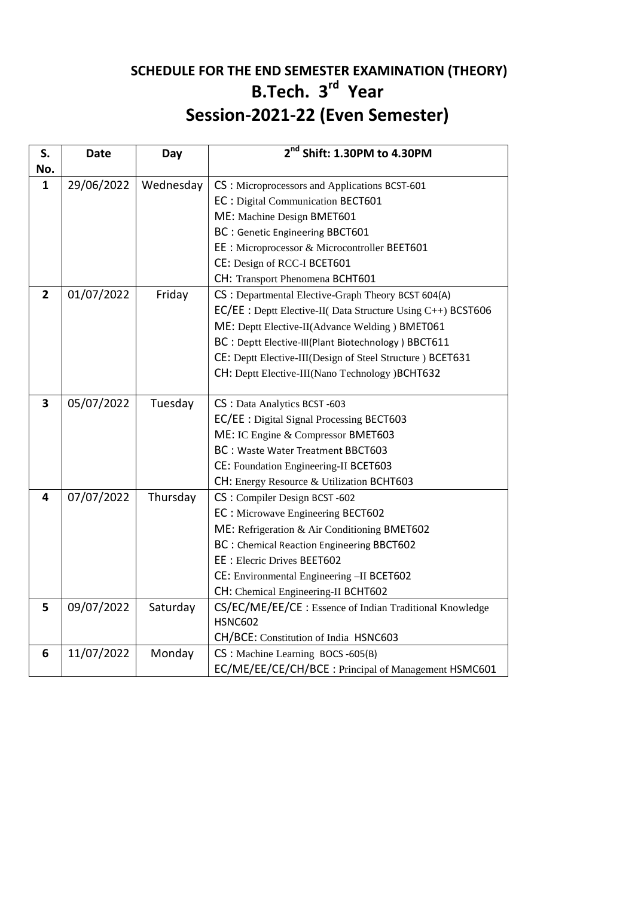## SCHEDULE FOR THE END SEMESTER EXAMINATION (THEORY)

# B.Tech. 3rd Year

# Session-2021-22 (Even Semester)

| S. No. | Date | Day | 2nd Shift: 1.30PM to 4.30PM |
|---|---|---|---|
| 1 | 29/06/2022 | Wednesday | CS : Microprocessors and Applications BCST-601<br>EC : Digital Communication BECT601<br>ME: Machine Design BMET601<br>BC : Genetic Engineering BBCT601<br>EE : Microprocessor & Microcontroller BEET601<br>CE: Design of RCC-I BCET601<br>CH: Transport Phenomena BCHT601 |
| 2 | 01/07/2022 | Friday | CS : Departmental Elective-Graph Theory BCST 604(A)<br>EC/EE : Deptt Elective-II( Data Structure Using C++) BCST606<br>ME: Deptt Elective-II(Advance Welding ) BMET061<br>BC : Deptt Elective-III(Plant Biotechnology ) BBCT611<br>CE: Deptt Elective-III(Design of Steel Structure ) BCET631<br>CH: Deptt Elective-III(Nano Technology )BCHT632 |
| 3 | 05/07/2022 | Tuesday | CS : Data Analytics BCST -603<br>EC/EE : Digital Signal Processing BECT603<br>ME: IC Engine & Compressor BMET603<br>BC : Waste Water Treatment BBCT603<br>CE: Foundation Engineering-II BCET603<br>CH: Energy Resource & Utilization BCHT603 |
| 4 | 07/07/2022 | Thursday | CS : Compiler Design BCST -602<br>EC : Microwave Engineering BECT602<br>ME: Refrigeration & Air Conditioning BMET602<br>BC : Chemical Reaction Engineering BBCT602<br>EE : Elecric Drives BEET602<br>CE: Environmental Engineering –II BCET602<br>CH: Chemical Engineering-II BCHT602 |
| 5 | 09/07/2022 | Saturday | CS/EC/ME/EE/CE : Essence of Indian Traditional Knowledge HSNC602<br>CH/BCE: Constitution of India HSNC603 |
| 6 | 11/07/2022 | Monday | CS : Machine Learning BOCS -605(B)<br>EC/ME/EE/CE/CH/BCE : Principal of Management HSMC601 |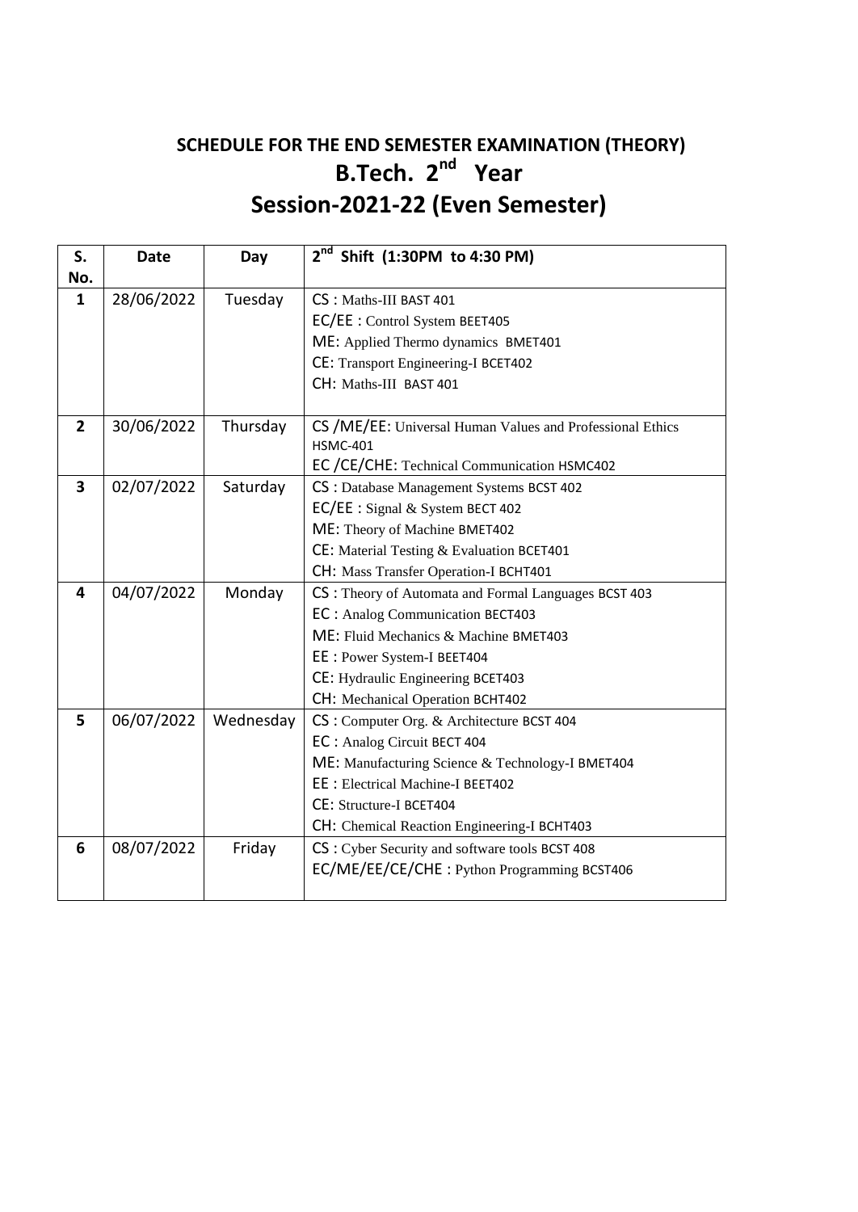## SCHEDULE FOR THE END SEMESTER EXAMINATION (THEORY)

# B.Tech. 2nd Year

# Session-2021-22 (Even Semester)

| S. No. | Date | Day | 2nd Shift (1:30PM to 4:30 PM) |
|---|---|---|---|
| 1 | 28/06/2022 | Tuesday | CS : Maths-III BAST 401<br>EC/EE : Control System BEET405<br>ME: Applied Thermo dynamics BMET401<br>CE: Transport Engineering-I BCET402<br>CH: Maths-III BAST 401 |
| 2 | 30/06/2022 | Thursday | CS /ME/EE: Universal Human Values and Professional Ethics HSMC-401<br>EC /CE/CHE: Technical Communication HSMC402 |
| 3 | 02/07/2022 | Saturday | CS : Database Management Systems BCST 402<br>EC/EE : Signal & System BECT 402<br>ME: Theory of Machine BMET402<br>CE: Material Testing & Evaluation BCET401<br>CH: Mass Transfer Operation-I BCHT401 |
| 4 | 04/07/2022 | Monday | CS : Theory of Automata and Formal Languages BCST 403<br>EC : Analog Communication BECT403<br>ME: Fluid Mechanics & Machine BMET403<br>EE : Power System-I BEET404<br>CE: Hydraulic Engineering BCET403<br>CH: Mechanical Operation BCHT402 |
| 5 | 06/07/2022 | Wednesday | CS : Computer Org. & Architecture BCST 404<br>EC : Analog Circuit BECT 404<br>ME: Manufacturing Science & Technology-I BMET404<br>EE : Electrical Machine-I BEET402<br>CE: Structure-I BCET404<br>CH: Chemical Reaction Engineering-I BCHT403 |
| 6 | 08/07/2022 | Friday | CS : Cyber Security and software tools BCST 408<br>EC/ME/EE/CE/CHE : Python Programming BCST406 |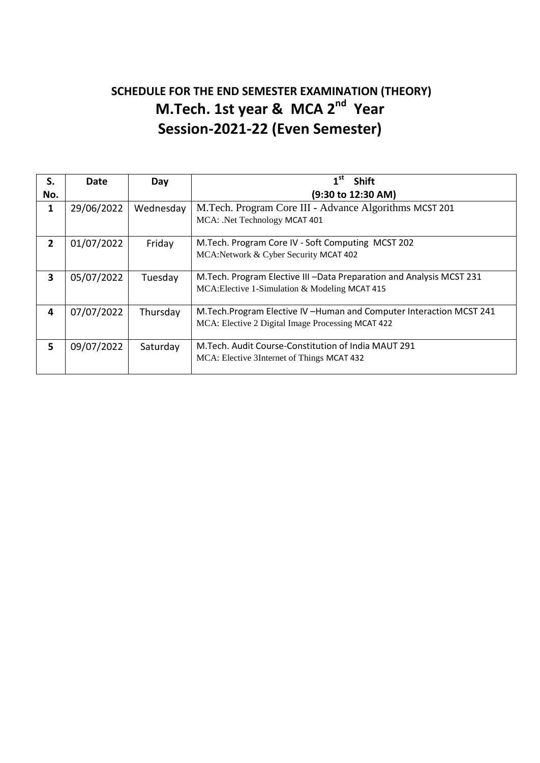## SCHEDULE FOR THE END SEMESTER EXAMINATION (THEORY)

## M.Tech. 1st year & MCA 2nd Year

## Session-2021-22 (Even Semester)

| S. No. | Date | Day | 1st Shift (9:30 to 12:30 AM) |
|---|---|---|---|
| 1 | 29/06/2022 | Wednesday | M.Tech. Program Core III - Advance Algorithms MCST 201<br>MCA: .Net Technology MCAT 401 |
| 2 | 01/07/2022 | Friday | M.Tech. Program Core IV - Soft Computing MCST 202<br>MCA:Network & Cyber Security MCAT 402 |
| 3 | 05/07/2022 | Tuesday | M.Tech. Program Elective III –Data Preparation and Analysis MCST 231<br>MCA:Elective 1-Simulation & Modeling MCAT 415 |
| 4 | 07/07/2022 | Thursday | M.Tech.Program Elective IV –Human and Computer Interaction MCST 241<br>MCA: Elective 2 Digital Image Processing MCAT 422 |
| 5 | 09/07/2022 | Saturday | M.Tech. Audit Course-Constitution of India MAUT 291<br>MCA: Elective 3Internet of Things MCAT 432 |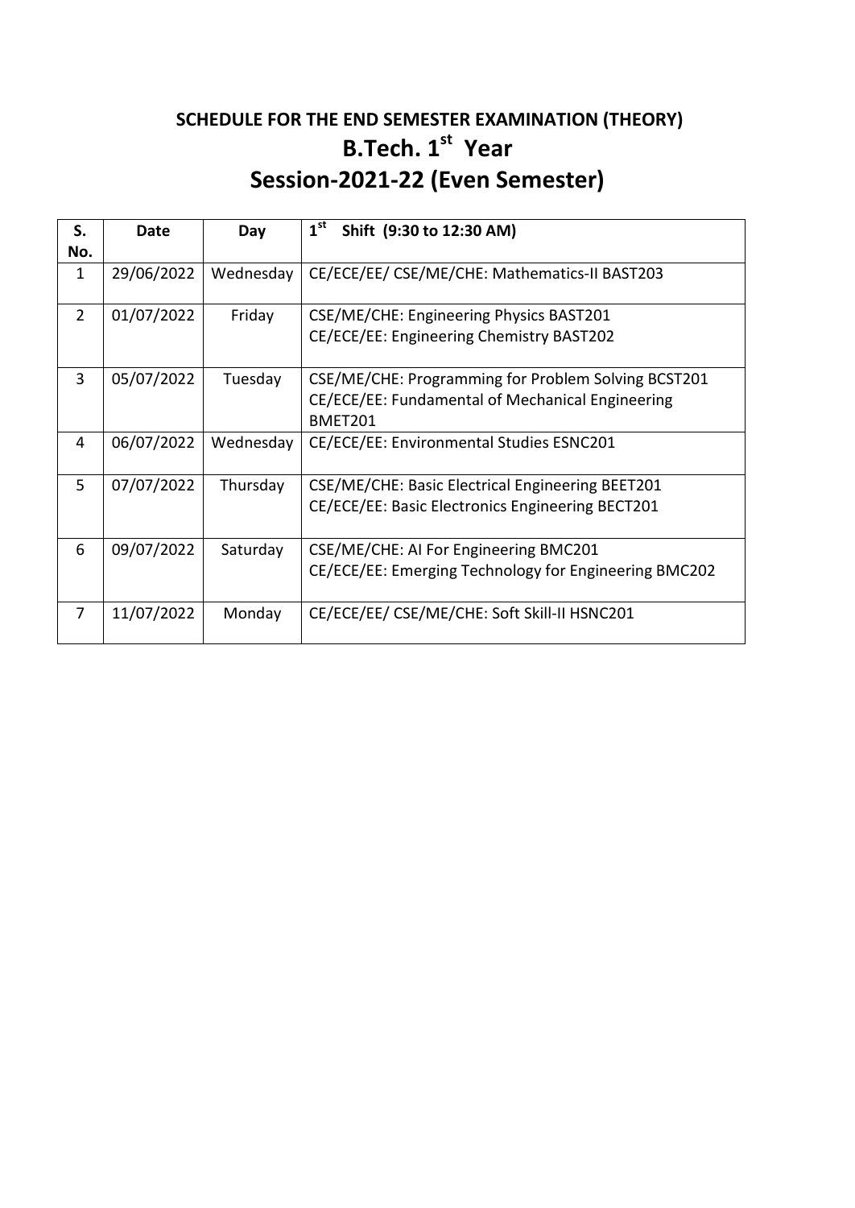# SCHEDULE FOR THE END SEMESTER EXAMINATION (THEORY)

# B.Tech. 1st Year

# Session-2021-22 (Even Semester)

| S. No. | Date | Day | 1st Shift (9:30 to 12:30 AM) |
|---|---|---|---|
| 1 | 29/06/2022 | Wednesday | CE/ECE/EE/ CSE/ME/CHE: Mathematics-II BAST203 |
| 2 | 01/07/2022 | Friday | CSE/ME/CHE: Engineering Physics BAST201<br>CE/ECE/EE: Engineering Chemistry BAST202 |
| 3 | 05/07/2022 | Tuesday | CSE/ME/CHE: Programming for Problem Solving BCST201<br>CE/ECE/EE: Fundamental of Mechanical Engineering BMET201 |
| 4 | 06/07/2022 | Wednesday | CE/ECE/EE: Environmental Studies ESNC201 |
| 5 | 07/07/2022 | Thursday | CSE/ME/CHE: Basic Electrical Engineering BEET201<br>CE/ECE/EE: Basic Electronics Engineering BECT201 |
| 6 | 09/07/2022 | Saturday | CSE/ME/CHE: AI For Engineering BMC201<br>CE/ECE/EE: Emerging Technology for Engineering BMC202 |
| 7 | 11/07/2022 | Monday | CE/ECE/EE/ CSE/ME/CHE: Soft Skill-II HSNC201 |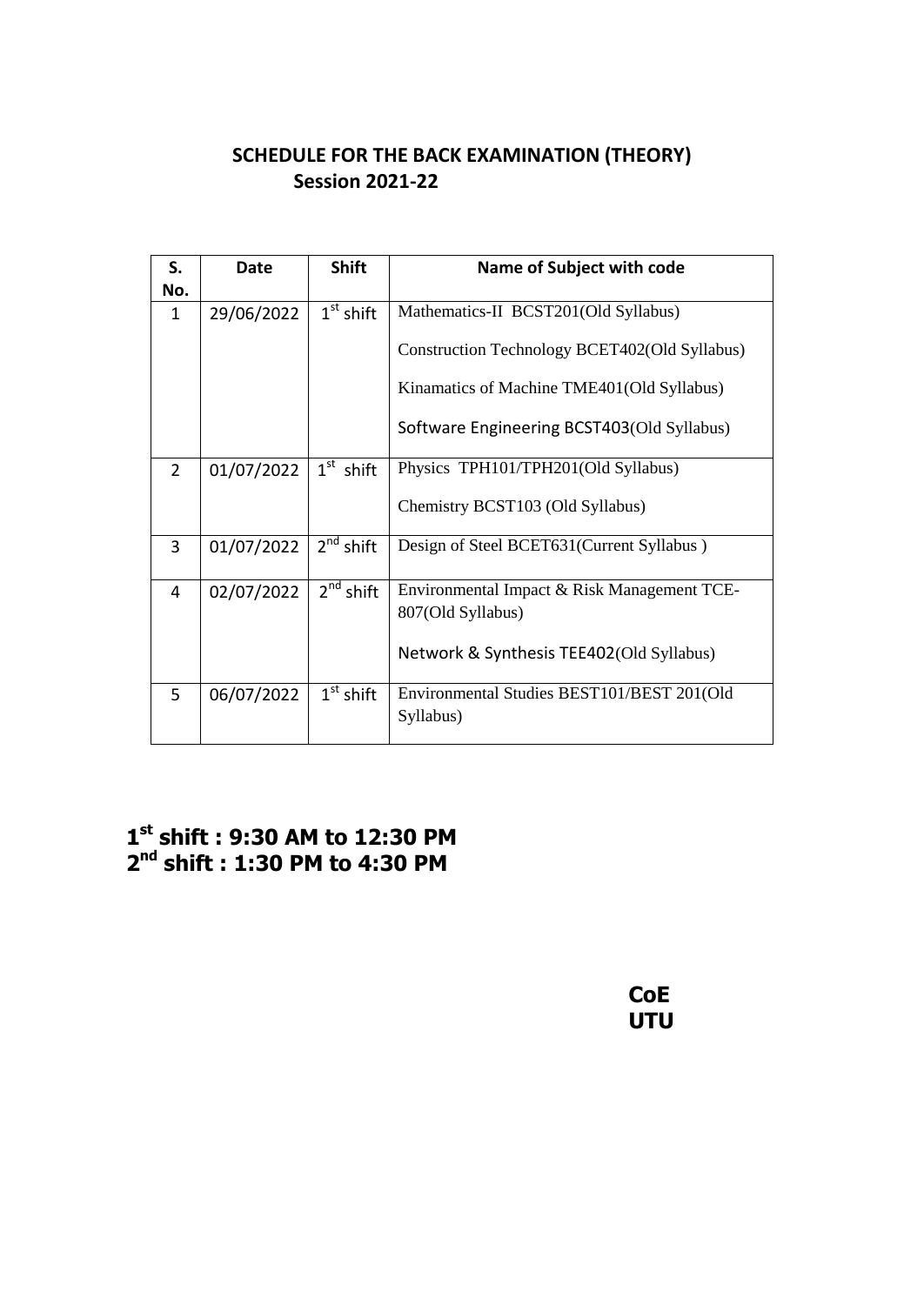## SCHEDULE FOR THE BACK EXAMINATION (THEORY)
## Session 2021-22

| S. No. | Date | Shift | Name of Subject with code |
|---|---|---|---|
| 1 | 29/06/2022 | 1st shift | Mathematics-II BCST201(Old Syllabus)<br>Construction Technology BCET402(Old Syllabus)<br>Kinamatics of Machine TME401(Old Syllabus)<br>Software Engineering BCST403(Old Syllabus) |
| 2 | 01/07/2022 | 1st shift | Physics TPH101/TPH201(Old Syllabus)<br>Chemistry BCST103 (Old Syllabus) |
| 3 | 01/07/2022 | 2nd shift | Design of Steel BCET631(Current Syllabus ) |
| 4 | 02/07/2022 | 2nd shift | Environmental Impact & Risk Management TCE-807(Old Syllabus)<br>Network & Synthesis TEE402(Old Syllabus) |
| 5 | 06/07/2022 | 1st shift | Environmental Studies BEST101/BEST 201(Old Syllabus) |

**1st shift : 9:30 AM to 12:30 PM**
**2nd shift : 1:30 PM to 4:30 PM**

**CoE**
**UTU**